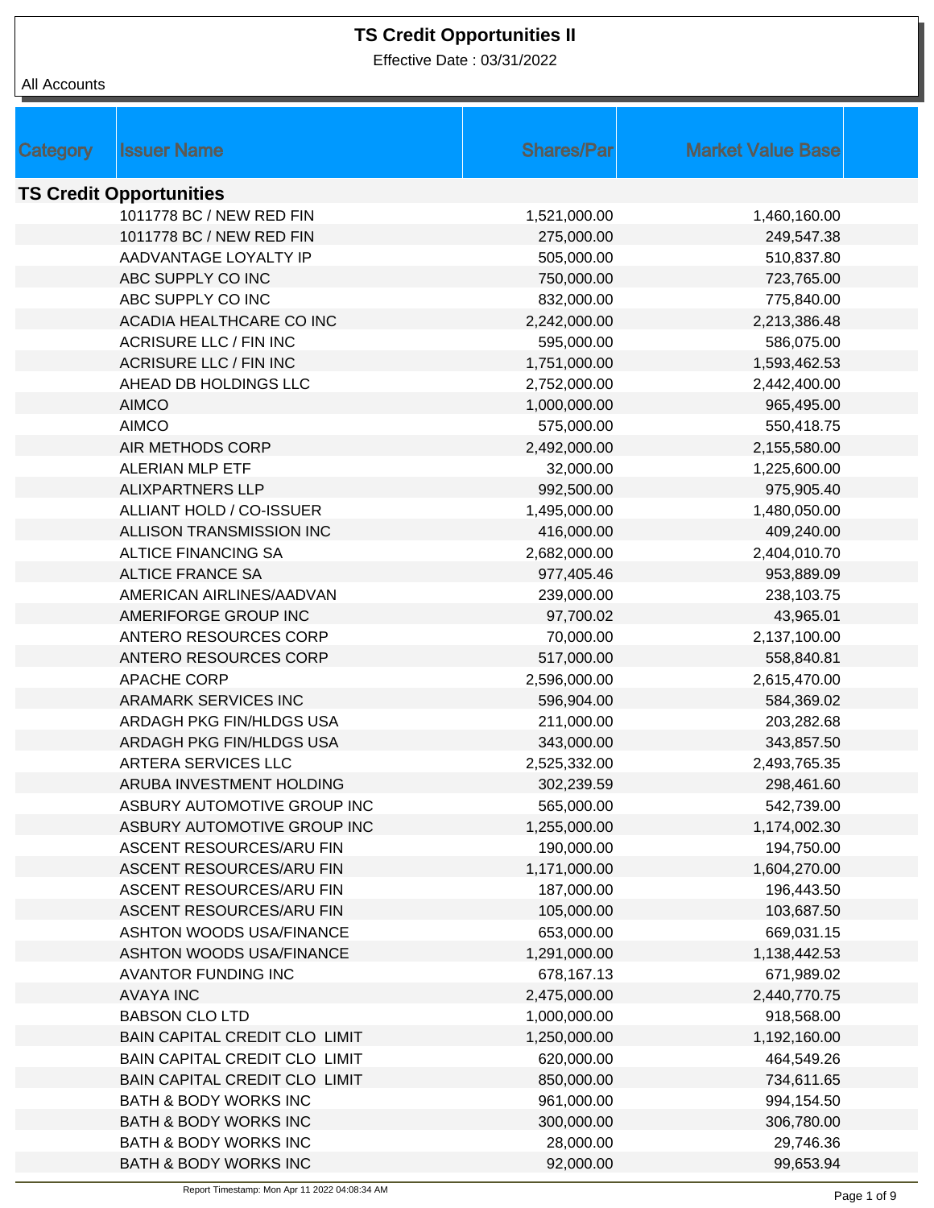# TS Credit Opportunities II

Effective Date : 03/31/2022

All Accounts

| Category | Issuer Name | Shares/Par | Market Value Base |
|---|---|---|---|
| **TS Credit Opportunities** | | | |
| | 1011778 BC / NEW RED FIN | 1,521,000.00 | 1,460,160.00 |
| | 1011778 BC / NEW RED FIN | 275,000.00 | 249,547.38 |
| | AADVANTAGE LOYALTY IP | 505,000.00 | 510,837.80 |
| | ABC SUPPLY CO INC | 750,000.00 | 723,765.00 |
| | ABC SUPPLY CO INC | 832,000.00 | 775,840.00 |
| | ACADIA HEALTHCARE CO INC | 2,242,000.00 | 2,213,386.48 |
| | ACRISURE LLC / FIN INC | 595,000.00 | 586,075.00 |
| | ACRISURE LLC / FIN INC | 1,751,000.00 | 1,593,462.53 |
| | AHEAD DB HOLDINGS LLC | 2,752,000.00 | 2,442,400.00 |
| | AIMCO | 1,000,000.00 | 965,495.00 |
| | AIMCO | 575,000.00 | 550,418.75 |
| | AIR METHODS CORP | 2,492,000.00 | 2,155,580.00 |
| | ALERIAN MLP ETF | 32,000.00 | 1,225,600.00 |
| | ALIXPARTNERS LLP | 992,500.00 | 975,905.40 |
| | ALLIANT HOLD / CO-ISSUER | 1,495,000.00 | 1,480,050.00 |
| | ALLISON TRANSMISSION INC | 416,000.00 | 409,240.00 |
| | ALTICE FINANCING SA | 2,682,000.00 | 2,404,010.70 |
| | ALTICE FRANCE SA | 977,405.46 | 953,889.09 |
| | AMERICAN AIRLINES/AADVAN | 239,000.00 | 238,103.75 |
| | AMERIFORGE GROUP INC | 97,700.02 | 43,965.01 |
| | ANTERO RESOURCES CORP | 70,000.00 | 2,137,100.00 |
| | ANTERO RESOURCES CORP | 517,000.00 | 558,840.81 |
| | APACHE CORP | 2,596,000.00 | 2,615,470.00 |
| | ARAMARK SERVICES INC | 596,904.00 | 584,369.02 |
| | ARDAGH PKG FIN/HLDGS USA | 211,000.00 | 203,282.68 |
| | ARDAGH PKG FIN/HLDGS USA | 343,000.00 | 343,857.50 |
| | ARTERA SERVICES LLC | 2,525,332.00 | 2,493,765.35 |
| | ARUBA INVESTMENT HOLDING | 302,239.59 | 298,461.60 |
| | ASBURY AUTOMOTIVE GROUP INC | 565,000.00 | 542,739.00 |
| | ASBURY AUTOMOTIVE GROUP INC | 1,255,000.00 | 1,174,002.30 |
| | ASCENT RESOURCES/ARU FIN | 190,000.00 | 194,750.00 |
| | ASCENT RESOURCES/ARU FIN | 1,171,000.00 | 1,604,270.00 |
| | ASCENT RESOURCES/ARU FIN | 187,000.00 | 196,443.50 |
| | ASCENT RESOURCES/ARU FIN | 105,000.00 | 103,687.50 |
| | ASHTON WOODS USA/FINANCE | 653,000.00 | 669,031.15 |
| | ASHTON WOODS USA/FINANCE | 1,291,000.00 | 1,138,442.53 |
| | AVANTOR FUNDING INC | 678,167.13 | 671,989.02 |
| | AVAYA INC | 2,475,000.00 | 2,440,770.75 |
| | BABSON CLO LTD | 1,000,000.00 | 918,568.00 |
| | BAIN CAPITAL CREDIT CLO LIMIT | 1,250,000.00 | 1,192,160.00 |
| | BAIN CAPITAL CREDIT CLO LIMIT | 620,000.00 | 464,549.26 |
| | BAIN CAPITAL CREDIT CLO LIMIT | 850,000.00 | 734,611.65 |
| | BATH & BODY WORKS INC | 961,000.00 | 994,154.50 |
| | BATH & BODY WORKS INC | 300,000.00 | 306,780.00 |
| | BATH & BODY WORKS INC | 28,000.00 | 29,746.36 |
| | BATH & BODY WORKS INC | 92,000.00 | 99,653.94 |

Report Timestamp: Mon Apr 11 2022 04:08:34 AM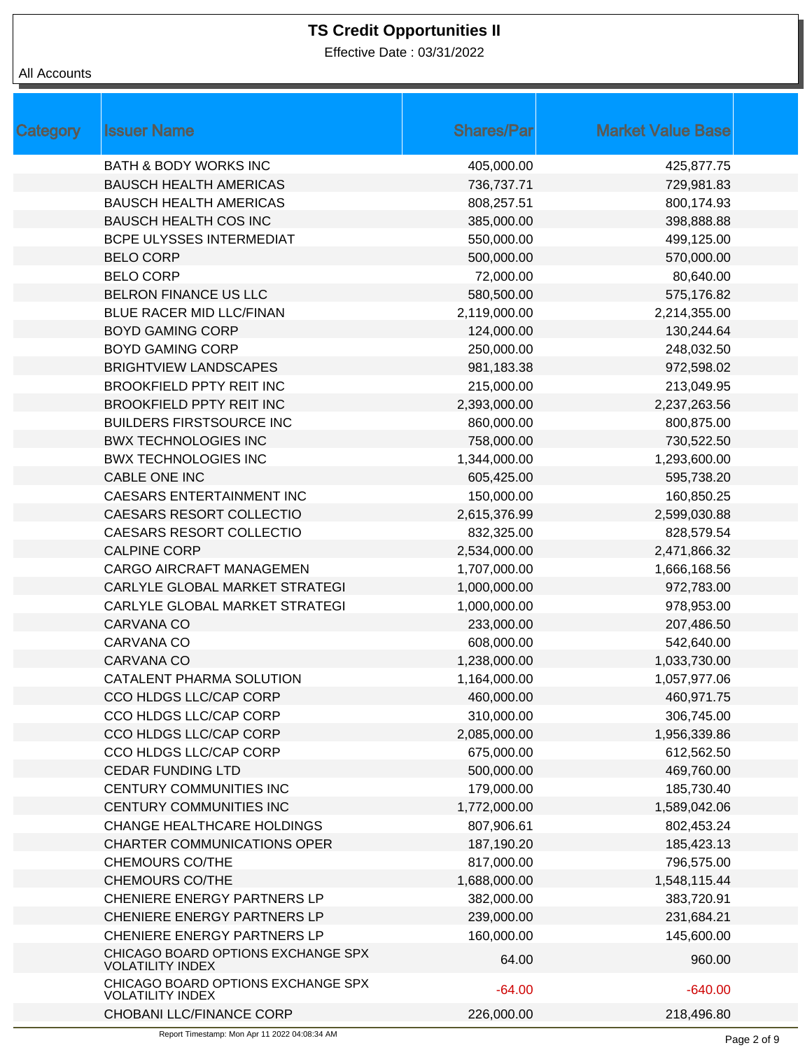# TS Credit Opportunities II

Effective Date : 03/31/2022

All Accounts

| Category | Issuer Name | Shares/Par | Market Value Base | |
|---|---|---|---|---|
| | BATH & BODY WORKS INC | 405,000.00 | 425,877.75 | |
| | BAUSCH HEALTH AMERICAS | 736,737.71 | 729,981.83 | |
| | BAUSCH HEALTH AMERICAS | 808,257.51 | 800,174.93 | |
| | BAUSCH HEALTH COS INC | 385,000.00 | 398,888.88 | |
| | BCPE ULYSSES INTERMEDIAT | 550,000.00 | 499,125.00 | |
| | BELO CORP | 500,000.00 | 570,000.00 | |
| | BELO CORP | 72,000.00 | 80,640.00 | |
| | BELRON FINANCE US LLC | 580,500.00 | 575,176.82 | |
| | BLUE RACER MID LLC/FINAN | 2,119,000.00 | 2,214,355.00 | |
| | BOYD GAMING CORP | 124,000.00 | 130,244.64 | |
| | BOYD GAMING CORP | 250,000.00 | 248,032.50 | |
| | BRIGHTVIEW LANDSCAPES | 981,183.38 | 972,598.02 | |
| | BROOKFIELD PPTY REIT INC | 215,000.00 | 213,049.95 | |
| | BROOKFIELD PPTY REIT INC | 2,393,000.00 | 2,237,263.56 | |
| | BUILDERS FIRSTSOURCE INC | 860,000.00 | 800,875.00 | |
| | BWX TECHNOLOGIES INC | 758,000.00 | 730,522.50 | |
| | BWX TECHNOLOGIES INC | 1,344,000.00 | 1,293,600.00 | |
| | CABLE ONE INC | 605,425.00 | 595,738.20 | |
| | CAESARS ENTERTAINMENT INC | 150,000.00 | 160,850.25 | |
| | CAESARS RESORT COLLECTIO | 2,615,376.99 | 2,599,030.88 | |
| | CAESARS RESORT COLLECTIO | 832,325.00 | 828,579.54 | |
| | CALPINE CORP | 2,534,000.00 | 2,471,866.32 | |
| | CARGO AIRCRAFT MANAGEMEN | 1,707,000.00 | 1,666,168.56 | |
| | CARLYLE GLOBAL MARKET STRATEGI | 1,000,000.00 | 972,783.00 | |
| | CARLYLE GLOBAL MARKET STRATEGI | 1,000,000.00 | 978,953.00 | |
| | CARVANA CO | 233,000.00 | 207,486.50 | |
| | CARVANA CO | 608,000.00 | 542,640.00 | |
| | CARVANA CO | 1,238,000.00 | 1,033,730.00 | |
| | CATALENT PHARMA SOLUTION | 1,164,000.00 | 1,057,977.06 | |
| | CCO HLDGS LLC/CAP CORP | 460,000.00 | 460,971.75 | |
| | CCO HLDGS LLC/CAP CORP | 310,000.00 | 306,745.00 | |
| | CCO HLDGS LLC/CAP CORP | 2,085,000.00 | 1,956,339.86 | |
| | CCO HLDGS LLC/CAP CORP | 675,000.00 | 612,562.50 | |
| | CEDAR FUNDING LTD | 500,000.00 | 469,760.00 | |
| | CENTURY COMMUNITIES INC | 179,000.00 | 185,730.40 | |
| | CENTURY COMMUNITIES INC | 1,772,000.00 | 1,589,042.06 | |
| | CHANGE HEALTHCARE HOLDINGS | 807,906.61 | 802,453.24 | |
| | CHARTER COMMUNICATIONS OPER | 187,190.20 | 185,423.13 | |
| | CHEMOURS CO/THE | 817,000.00 | 796,575.00 | |
| | CHEMOURS CO/THE | 1,688,000.00 | 1,548,115.44 | |
| | CHENIERE ENERGY PARTNERS LP | 382,000.00 | 383,720.91 | |
| | CHENIERE ENERGY PARTNERS LP | 239,000.00 | 231,684.21 | |
| | CHENIERE ENERGY PARTNERS LP | 160,000.00 | 145,600.00 | |
| | CHICAGO BOARD OPTIONS EXCHANGE SPX VOLATILITY INDEX | 64.00 | 960.00 | |
| | CHICAGO BOARD OPTIONS EXCHANGE SPX VOLATILITY INDEX | -64.00 | -640.00 | |
| | CHOBANI LLC/FINANCE CORP | 226,000.00 | 218,496.80 | |

Report Timestamp: Mon Apr 11 2022 04:08:34 AM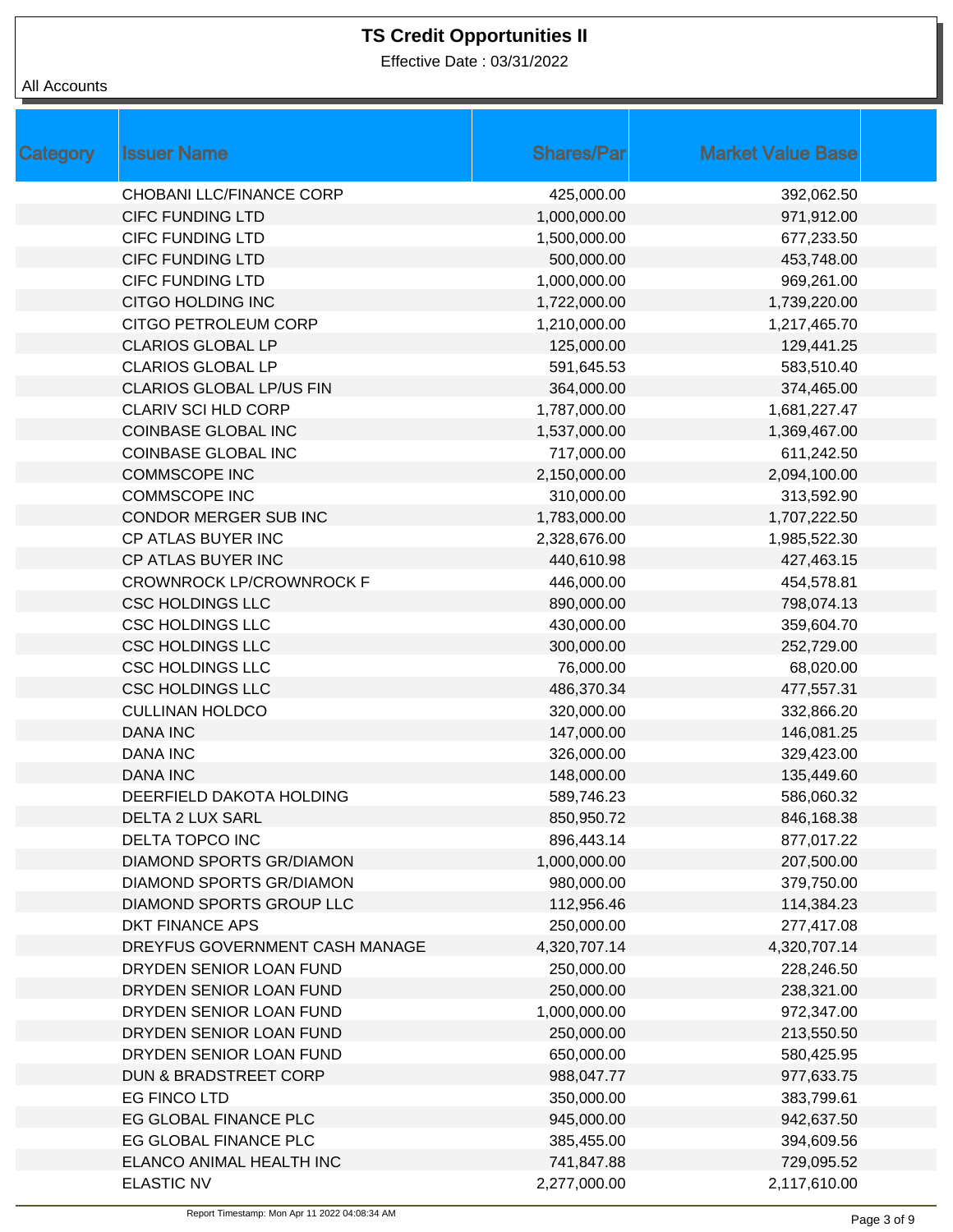# TS Credit Opportunities II

Effective Date : 03/31/2022

All Accounts

| Category | Issuer Name | Shares/Par | Market Value Base |
|---|---|---|---|
| | CHOBANI LLC/FINANCE CORP | 425,000.00 | 392,062.50 |
| | CIFC FUNDING LTD | 1,000,000.00 | 971,912.00 |
| | CIFC FUNDING LTD | 1,500,000.00 | 677,233.50 |
| | CIFC FUNDING LTD | 500,000.00 | 453,748.00 |
| | CIFC FUNDING LTD | 1,000,000.00 | 969,261.00 |
| | CITGO HOLDING INC | 1,722,000.00 | 1,739,220.00 |
| | CITGO PETROLEUM CORP | 1,210,000.00 | 1,217,465.70 |
| | CLARIOS GLOBAL LP | 125,000.00 | 129,441.25 |
| | CLARIOS GLOBAL LP | 591,645.53 | 583,510.40 |
| | CLARIOS GLOBAL LP/US FIN | 364,000.00 | 374,465.00 |
| | CLARIV SCI HLD CORP | 1,787,000.00 | 1,681,227.47 |
| | COINBASE GLOBAL INC | 1,537,000.00 | 1,369,467.00 |
| | COINBASE GLOBAL INC | 717,000.00 | 611,242.50 |
| | COMMSCOPE INC | 2,150,000.00 | 2,094,100.00 |
| | COMMSCOPE INC | 310,000.00 | 313,592.90 |
| | CONDOR MERGER SUB INC | 1,783,000.00 | 1,707,222.50 |
| | CP ATLAS BUYER INC | 2,328,676.00 | 1,985,522.30 |
| | CP ATLAS BUYER INC | 440,610.98 | 427,463.15 |
| | CROWNROCK LP/CROWNROCK F | 446,000.00 | 454,578.81 |
| | CSC HOLDINGS LLC | 890,000.00 | 798,074.13 |
| | CSC HOLDINGS LLC | 430,000.00 | 359,604.70 |
| | CSC HOLDINGS LLC | 300,000.00 | 252,729.00 |
| | CSC HOLDINGS LLC | 76,000.00 | 68,020.00 |
| | CSC HOLDINGS LLC | 486,370.34 | 477,557.31 |
| | CULLINAN HOLDCO | 320,000.00 | 332,866.20 |
| | DANA INC | 147,000.00 | 146,081.25 |
| | DANA INC | 326,000.00 | 329,423.00 |
| | DANA INC | 148,000.00 | 135,449.60 |
| | DEERFIELD DAKOTA HOLDING | 589,746.23 | 586,060.32 |
| | DELTA 2 LUX SARL | 850,950.72 | 846,168.38 |
| | DELTA TOPCO INC | 896,443.14 | 877,017.22 |
| | DIAMOND SPORTS GR/DIAMON | 1,000,000.00 | 207,500.00 |
| | DIAMOND SPORTS GR/DIAMON | 980,000.00 | 379,750.00 |
| | DIAMOND SPORTS GROUP LLC | 112,956.46 | 114,384.23 |
| | DKT FINANCE APS | 250,000.00 | 277,417.08 |
| | DREYFUS GOVERNMENT CASH MANAGE | 4,320,707.14 | 4,320,707.14 |
| | DRYDEN SENIOR LOAN FUND | 250,000.00 | 228,246.50 |
| | DRYDEN SENIOR LOAN FUND | 250,000.00 | 238,321.00 |
| | DRYDEN SENIOR LOAN FUND | 1,000,000.00 | 972,347.00 |
| | DRYDEN SENIOR LOAN FUND | 250,000.00 | 213,550.50 |
| | DRYDEN SENIOR LOAN FUND | 650,000.00 | 580,425.95 |
| | DUN & BRADSTREET CORP | 988,047.77 | 977,633.75 |
| | EG FINCO LTD | 350,000.00 | 383,799.61 |
| | EG GLOBAL FINANCE PLC | 945,000.00 | 942,637.50 |
| | EG GLOBAL FINANCE PLC | 385,455.00 | 394,609.56 |
| | ELANCO ANIMAL HEALTH INC | 741,847.88 | 729,095.52 |
| | ELASTIC NV | 2,277,000.00 | 2,117,610.00 |

Report Timestamp: Mon Apr 11 2022 04:08:34 AM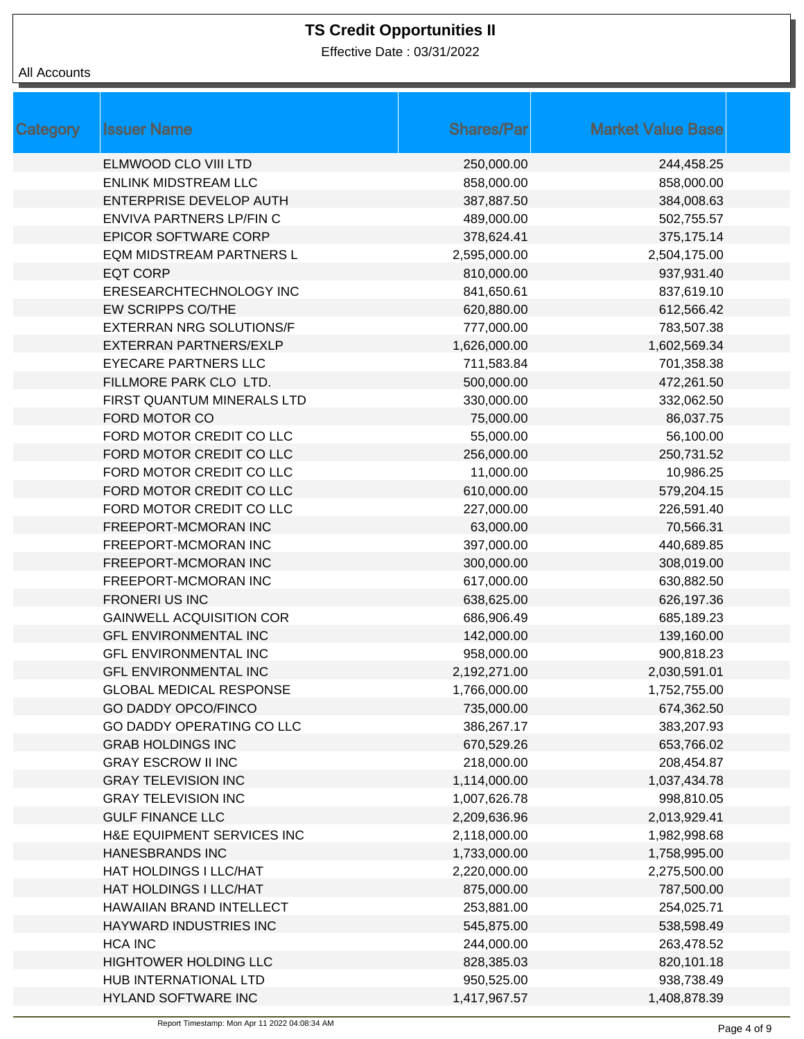# TS Credit Opportunities II

Effective Date : 03/31/2022

All Accounts

| Category | Issuer Name | Shares/Par | Market Value Base |
|---|---|---|---|
| | ELMWOOD CLO VIII LTD | 250,000.00 | 244,458.25 |
| | ENLINK MIDSTREAM LLC | 858,000.00 | 858,000.00 |
| | ENTERPRISE DEVELOP AUTH | 387,887.50 | 384,008.63 |
| | ENVIVA PARTNERS LP/FIN C | 489,000.00 | 502,755.57 |
| | EPICOR SOFTWARE CORP | 378,624.41 | 375,175.14 |
| | EQM MIDSTREAM PARTNERS L | 2,595,000.00 | 2,504,175.00 |
| | EQT CORP | 810,000.00 | 937,931.40 |
| | ERESEARCHTECHNOLOGY INC | 841,650.61 | 837,619.10 |
| | EW SCRIPPS CO/THE | 620,880.00 | 612,566.42 |
| | EXTERRAN NRG SOLUTIONS/F | 777,000.00 | 783,507.38 |
| | EXTERRAN PARTNERS/EXLP | 1,626,000.00 | 1,602,569.34 |
| | EYECARE PARTNERS LLC | 711,583.84 | 701,358.38 |
| | FILLMORE PARK CLO LTD. | 500,000.00 | 472,261.50 |
| | FIRST QUANTUM MINERALS LTD | 330,000.00 | 332,062.50 |
| | FORD MOTOR CO | 75,000.00 | 86,037.75 |
| | FORD MOTOR CREDIT CO LLC | 55,000.00 | 56,100.00 |
| | FORD MOTOR CREDIT CO LLC | 256,000.00 | 250,731.52 |
| | FORD MOTOR CREDIT CO LLC | 11,000.00 | 10,986.25 |
| | FORD MOTOR CREDIT CO LLC | 610,000.00 | 579,204.15 |
| | FORD MOTOR CREDIT CO LLC | 227,000.00 | 226,591.40 |
| | FREEPORT-MCMORAN INC | 63,000.00 | 70,566.31 |
| | FREEPORT-MCMORAN INC | 397,000.00 | 440,689.85 |
| | FREEPORT-MCMORAN INC | 300,000.00 | 308,019.00 |
| | FREEPORT-MCMORAN INC | 617,000.00 | 630,882.50 |
| | FRONERI US INC | 638,625.00 | 626,197.36 |
| | GAINWELL ACQUISITION COR | 686,906.49 | 685,189.23 |
| | GFL ENVIRONMENTAL INC | 142,000.00 | 139,160.00 |
| | GFL ENVIRONMENTAL INC | 958,000.00 | 900,818.23 |
| | GFL ENVIRONMENTAL INC | 2,192,271.00 | 2,030,591.01 |
| | GLOBAL MEDICAL RESPONSE | 1,766,000.00 | 1,752,755.00 |
| | GO DADDY OPCO/FINCO | 735,000.00 | 674,362.50 |
| | GO DADDY OPERATING CO LLC | 386,267.17 | 383,207.93 |
| | GRAB HOLDINGS INC | 670,529.26 | 653,766.02 |
| | GRAY ESCROW II INC | 218,000.00 | 208,454.87 |
| | GRAY TELEVISION INC | 1,114,000.00 | 1,037,434.78 |
| | GRAY TELEVISION INC | 1,007,626.78 | 998,810.05 |
| | GULF FINANCE LLC | 2,209,636.96 | 2,013,929.41 |
| | H&E EQUIPMENT SERVICES INC | 2,118,000.00 | 1,982,998.68 |
| | HANESBRANDS INC | 1,733,000.00 | 1,758,995.00 |
| | HAT HOLDINGS I LLC/HAT | 2,220,000.00 | 2,275,500.00 |
| | HAT HOLDINGS I LLC/HAT | 875,000.00 | 787,500.00 |
| | HAWAIIAN BRAND INTELLECT | 253,881.00 | 254,025.71 |
| | HAYWARD INDUSTRIES INC | 545,875.00 | 538,598.49 |
| | HCA INC | 244,000.00 | 263,478.52 |
| | HIGHTOWER HOLDING LLC | 828,385.03 | 820,101.18 |
| | HUB INTERNATIONAL LTD | 950,525.00 | 938,738.49 |
| | HYLAND SOFTWARE INC | 1,417,967.57 | 1,408,878.39 |

Report Timestamp: Mon Apr 11 2022 04:08:34 AM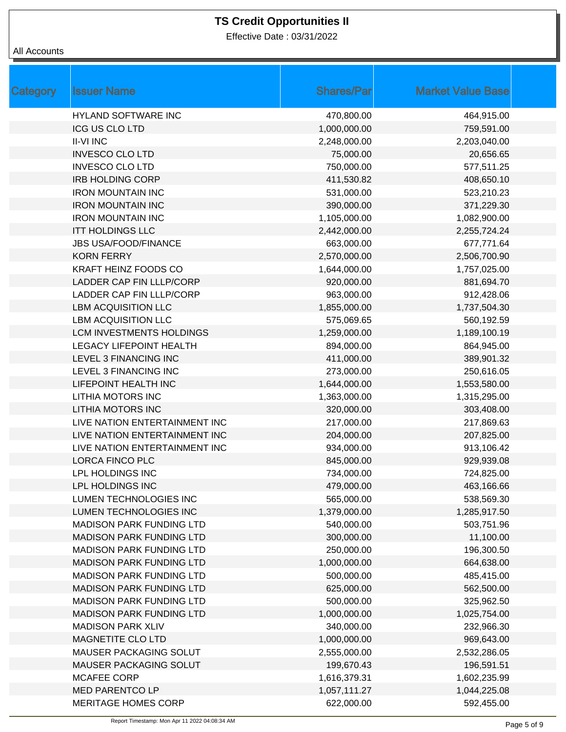# TS Credit Opportunities II

Effective Date : 03/31/2022

All Accounts

| Category | Issuer Name | Shares/Par | Market Value Base |
|---|---|---|---|
| | HYLAND SOFTWARE INC | 470,800.00 | 464,915.00 |
| | ICG US CLO LTD | 1,000,000.00 | 759,591.00 |
| | II-VI INC | 2,248,000.00 | 2,203,040.00 |
| | INVESCO CLO LTD | 75,000.00 | 20,656.65 |
| | INVESCO CLO LTD | 750,000.00 | 577,511.25 |
| | IRB HOLDING CORP | 411,530.82 | 408,650.10 |
| | IRON MOUNTAIN INC | 531,000.00 | 523,210.23 |
| | IRON MOUNTAIN INC | 390,000.00 | 371,229.30 |
| | IRON MOUNTAIN INC | 1,105,000.00 | 1,082,900.00 |
| | ITT HOLDINGS LLC | 2,442,000.00 | 2,255,724.24 |
| | JBS USA/FOOD/FINANCE | 663,000.00 | 677,771.64 |
| | KORN FERRY | 2,570,000.00 | 2,506,700.90 |
| | KRAFT HEINZ FOODS CO | 1,644,000.00 | 1,757,025.00 |
| | LADDER CAP FIN LLLP/CORP | 920,000.00 | 881,694.70 |
| | LADDER CAP FIN LLLP/CORP | 963,000.00 | 912,428.06 |
| | LBM ACQUISITION LLC | 1,855,000.00 | 1,737,504.30 |
| | LBM ACQUISITION LLC | 575,069.65 | 560,192.59 |
| | LCM INVESTMENTS HOLDINGS | 1,259,000.00 | 1,189,100.19 |
| | LEGACY LIFEPOINT HEALTH | 894,000.00 | 864,945.00 |
| | LEVEL 3 FINANCING INC | 411,000.00 | 389,901.32 |
| | LEVEL 3 FINANCING INC | 273,000.00 | 250,616.05 |
| | LIFEPOINT HEALTH INC | 1,644,000.00 | 1,553,580.00 |
| | LITHIA MOTORS INC | 1,363,000.00 | 1,315,295.00 |
| | LITHIA MOTORS INC | 320,000.00 | 303,408.00 |
| | LIVE NATION ENTERTAINMENT INC | 217,000.00 | 217,869.63 |
| | LIVE NATION ENTERTAINMENT INC | 204,000.00 | 207,825.00 |
| | LIVE NATION ENTERTAINMENT INC | 934,000.00 | 913,106.42 |
| | LORCA FINCO PLC | 845,000.00 | 929,939.08 |
| | LPL HOLDINGS INC | 734,000.00 | 724,825.00 |
| | LPL HOLDINGS INC | 479,000.00 | 463,166.66 |
| | LUMEN TECHNOLOGIES INC | 565,000.00 | 538,569.30 |
| | LUMEN TECHNOLOGIES INC | 1,379,000.00 | 1,285,917.50 |
| | MADISON PARK FUNDING LTD | 540,000.00 | 503,751.96 |
| | MADISON PARK FUNDING LTD | 300,000.00 | 11,100.00 |
| | MADISON PARK FUNDING LTD | 250,000.00 | 196,300.50 |
| | MADISON PARK FUNDING LTD | 1,000,000.00 | 664,638.00 |
| | MADISON PARK FUNDING LTD | 500,000.00 | 485,415.00 |
| | MADISON PARK FUNDING LTD | 625,000.00 | 562,500.00 |
| | MADISON PARK FUNDING LTD | 500,000.00 | 325,962.50 |
| | MADISON PARK FUNDING LTD | 1,000,000.00 | 1,025,754.00 |
| | MADISON PARK XLIV | 340,000.00 | 232,966.30 |
| | MAGNETITE CLO LTD | 1,000,000.00 | 969,643.00 |
| | MAUSER PACKAGING SOLUT | 2,555,000.00 | 2,532,286.05 |
| | MAUSER PACKAGING SOLUT | 199,670.43 | 196,591.51 |
| | MCAFEE CORP | 1,616,379.31 | 1,602,235.99 |
| | MED PARENTCO LP | 1,057,111.27 | 1,044,225.08 |
| | MERITAGE HOMES CORP | 622,000.00 | 592,455.00 |

Report Timestamp: Mon Apr 11 2022 04:08:34 AM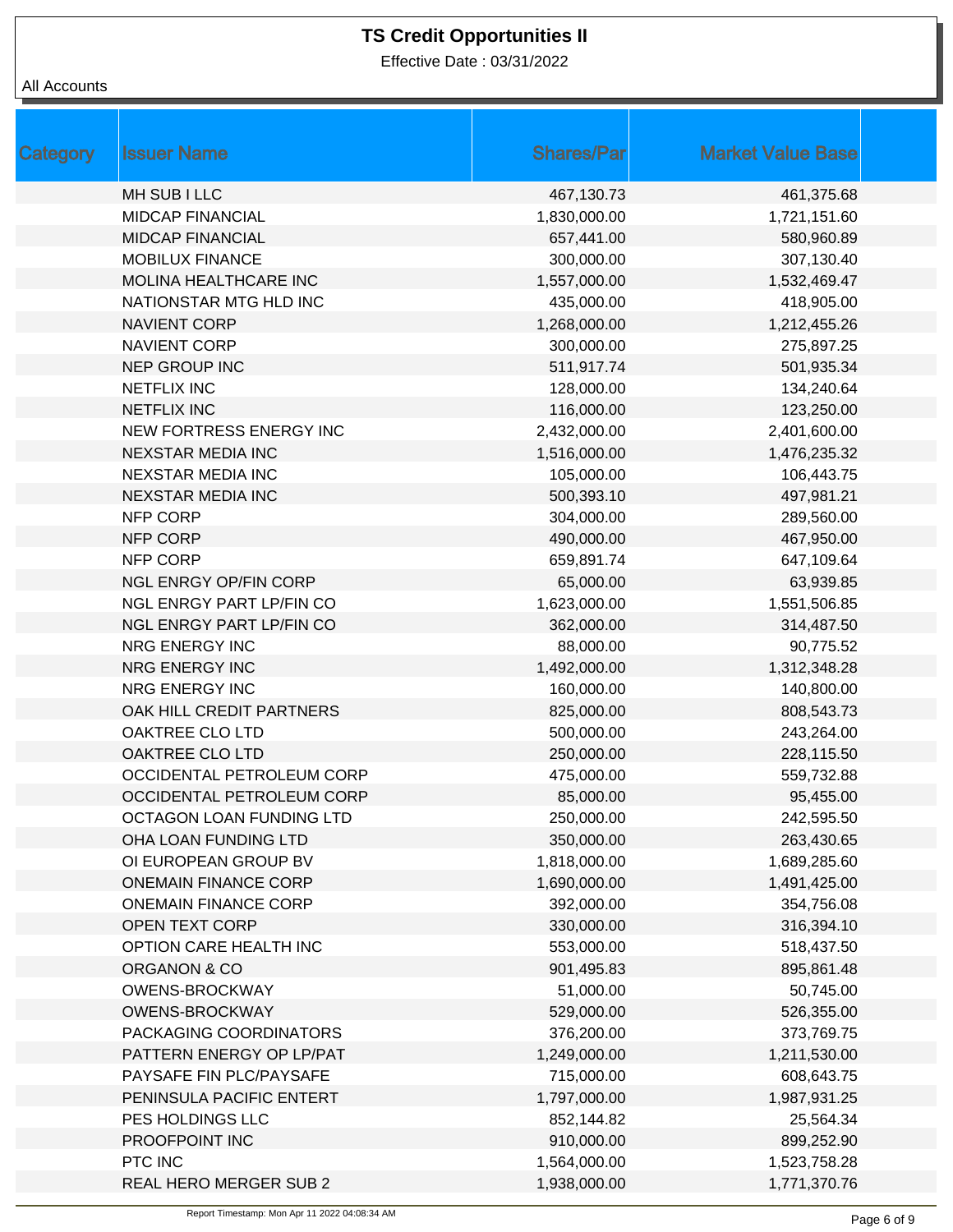# TS Credit Opportunities II

Effective Date : 03/31/2022

All Accounts

| Category | Issuer Name | Shares/Par | Market Value Base |
|---|---|---|---|
| | MH SUB I LLC | 467,130.73 | 461,375.68 |
| | MIDCAP FINANCIAL | 1,830,000.00 | 1,721,151.60 |
| | MIDCAP FINANCIAL | 657,441.00 | 580,960.89 |
| | MOBILUX FINANCE | 300,000.00 | 307,130.40 |
| | MOLINA HEALTHCARE INC | 1,557,000.00 | 1,532,469.47 |
| | NATIONSTAR MTG HLD INC | 435,000.00 | 418,905.00 |
| | NAVIENT CORP | 1,268,000.00 | 1,212,455.26 |
| | NAVIENT CORP | 300,000.00 | 275,897.25 |
| | NEP GROUP INC | 511,917.74 | 501,935.34 |
| | NETFLIX INC | 128,000.00 | 134,240.64 |
| | NETFLIX INC | 116,000.00 | 123,250.00 |
| | NEW FORTRESS ENERGY INC | 2,432,000.00 | 2,401,600.00 |
| | NEXSTAR MEDIA INC | 1,516,000.00 | 1,476,235.32 |
| | NEXSTAR MEDIA INC | 105,000.00 | 106,443.75 |
| | NEXSTAR MEDIA INC | 500,393.10 | 497,981.21 |
| | NFP CORP | 304,000.00 | 289,560.00 |
| | NFP CORP | 490,000.00 | 467,950.00 |
| | NFP CORP | 659,891.74 | 647,109.64 |
| | NGL ENRGY OP/FIN CORP | 65,000.00 | 63,939.85 |
| | NGL ENRGY PART LP/FIN CO | 1,623,000.00 | 1,551,506.85 |
| | NGL ENRGY PART LP/FIN CO | 362,000.00 | 314,487.50 |
| | NRG ENERGY INC | 88,000.00 | 90,775.52 |
| | NRG ENERGY INC | 1,492,000.00 | 1,312,348.28 |
| | NRG ENERGY INC | 160,000.00 | 140,800.00 |
| | OAK HILL CREDIT PARTNERS | 825,000.00 | 808,543.73 |
| | OAKTREE CLO LTD | 500,000.00 | 243,264.00 |
| | OAKTREE CLO LTD | 250,000.00 | 228,115.50 |
| | OCCIDENTAL PETROLEUM CORP | 475,000.00 | 559,732.88 |
| | OCCIDENTAL PETROLEUM CORP | 85,000.00 | 95,455.00 |
| | OCTAGON LOAN FUNDING LTD | 250,000.00 | 242,595.50 |
| | OHA LOAN FUNDING LTD | 350,000.00 | 263,430.65 |
| | OI EUROPEAN GROUP BV | 1,818,000.00 | 1,689,285.60 |
| | ONEMAIN FINANCE CORP | 1,690,000.00 | 1,491,425.00 |
| | ONEMAIN FINANCE CORP | 392,000.00 | 354,756.08 |
| | OPEN TEXT CORP | 330,000.00 | 316,394.10 |
| | OPTION CARE HEALTH INC | 553,000.00 | 518,437.50 |
| | ORGANON & CO | 901,495.83 | 895,861.48 |
| | OWENS-BROCKWAY | 51,000.00 | 50,745.00 |
| | OWENS-BROCKWAY | 529,000.00 | 526,355.00 |
| | PACKAGING COORDINATORS | 376,200.00 | 373,769.75 |
| | PATTERN ENERGY OP LP/PAT | 1,249,000.00 | 1,211,530.00 |
| | PAYSAFE FIN PLC/PAYSAFE | 715,000.00 | 608,643.75 |
| | PENINSULA PACIFIC ENTERT | 1,797,000.00 | 1,987,931.25 |
| | PES HOLDINGS LLC | 852,144.82 | 25,564.34 |
| | PROOFPOINT INC | 910,000.00 | 899,252.90 |
| | PTC INC | 1,564,000.00 | 1,523,758.28 |
| | REAL HERO MERGER SUB 2 | 1,938,000.00 | 1,771,370.76 |

Report Timestamp: Mon Apr 11 2022 04:08:34 AM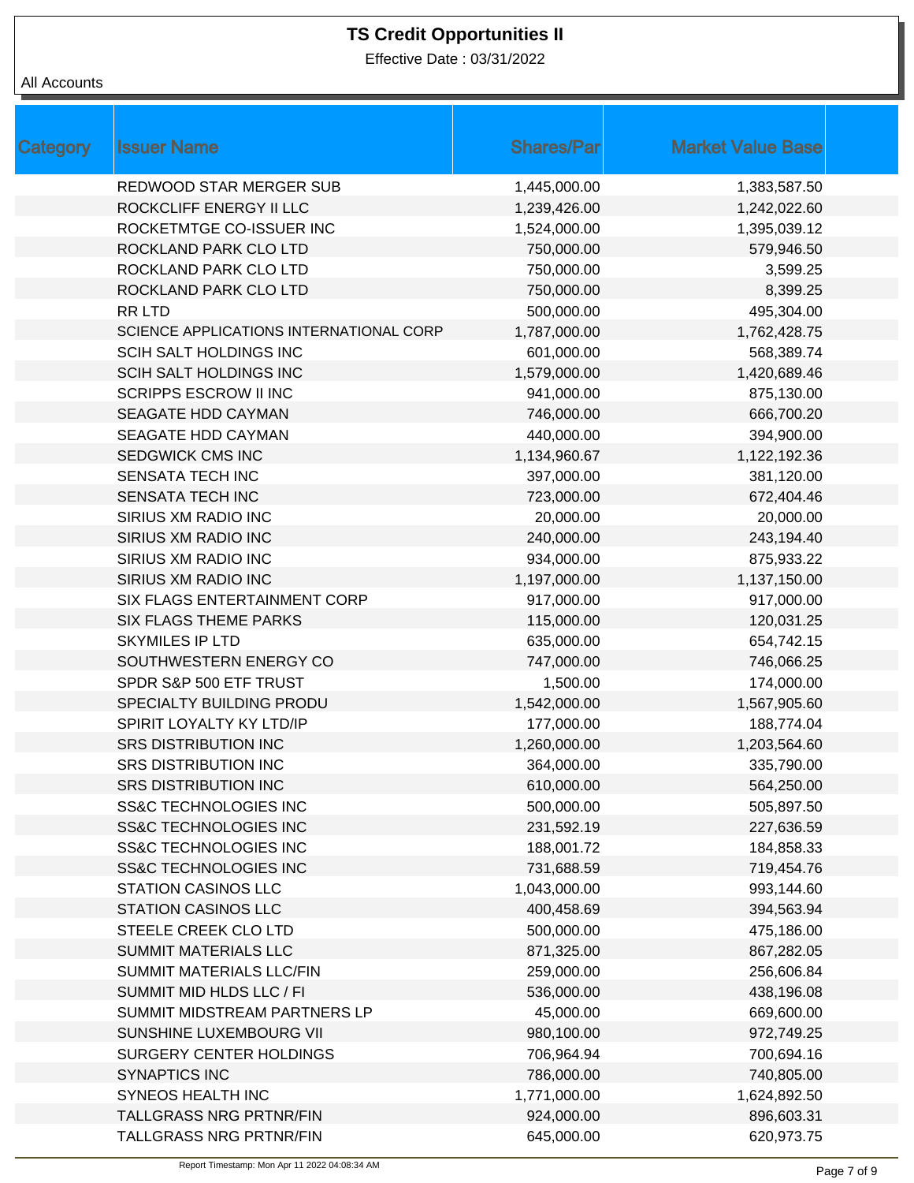# TS Credit Opportunities II

Effective Date : 03/31/2022

All Accounts

| Category | Issuer Name | Shares/Par | Market Value Base |
|---|---|---|---|
| | REDWOOD STAR MERGER SUB | 1,445,000.00 | 1,383,587.50 |
| | ROCKCLIFF ENERGY II LLC | 1,239,426.00 | 1,242,022.60 |
| | ROCKETMTGE CO-ISSUER INC | 1,524,000.00 | 1,395,039.12 |
| | ROCKLAND PARK CLO LTD | 750,000.00 | 579,946.50 |
| | ROCKLAND PARK CLO LTD | 750,000.00 | 3,599.25 |
| | ROCKLAND PARK CLO LTD | 750,000.00 | 8,399.25 |
| | RR LTD | 500,000.00 | 495,304.00 |
| | SCIENCE APPLICATIONS INTERNATIONAL CORP | 1,787,000.00 | 1,762,428.75 |
| | SCIH SALT HOLDINGS INC | 601,000.00 | 568,389.74 |
| | SCIH SALT HOLDINGS INC | 1,579,000.00 | 1,420,689.46 |
| | SCRIPPS ESCROW II INC | 941,000.00 | 875,130.00 |
| | SEAGATE HDD CAYMAN | 746,000.00 | 666,700.20 |
| | SEAGATE HDD CAYMAN | 440,000.00 | 394,900.00 |
| | SEDGWICK CMS INC | 1,134,960.67 | 1,122,192.36 |
| | SENSATA TECH INC | 397,000.00 | 381,120.00 |
| | SENSATA TECH INC | 723,000.00 | 672,404.46 |
| | SIRIUS XM RADIO INC | 20,000.00 | 20,000.00 |
| | SIRIUS XM RADIO INC | 240,000.00 | 243,194.40 |
| | SIRIUS XM RADIO INC | 934,000.00 | 875,933.22 |
| | SIRIUS XM RADIO INC | 1,197,000.00 | 1,137,150.00 |
| | SIX FLAGS ENTERTAINMENT CORP | 917,000.00 | 917,000.00 |
| | SIX FLAGS THEME PARKS | 115,000.00 | 120,031.25 |
| | SKYMILES IP LTD | 635,000.00 | 654,742.15 |
| | SOUTHWESTERN ENERGY CO | 747,000.00 | 746,066.25 |
| | SPDR S&P 500 ETF TRUST | 1,500.00 | 174,000.00 |
| | SPECIALTY BUILDING PRODU | 1,542,000.00 | 1,567,905.60 |
| | SPIRIT LOYALTY KY LTD/IP | 177,000.00 | 188,774.04 |
| | SRS DISTRIBUTION INC | 1,260,000.00 | 1,203,564.60 |
| | SRS DISTRIBUTION INC | 364,000.00 | 335,790.00 |
| | SRS DISTRIBUTION INC | 610,000.00 | 564,250.00 |
| | SS&C TECHNOLOGIES INC | 500,000.00 | 505,897.50 |
| | SS&C TECHNOLOGIES INC | 231,592.19 | 227,636.59 |
| | SS&C TECHNOLOGIES INC | 188,001.72 | 184,858.33 |
| | SS&C TECHNOLOGIES INC | 731,688.59 | 719,454.76 |
| | STATION CASINOS LLC | 1,043,000.00 | 993,144.60 |
| | STATION CASINOS LLC | 400,458.69 | 394,563.94 |
| | STEELE CREEK CLO LTD | 500,000.00 | 475,186.00 |
| | SUMMIT MATERIALS LLC | 871,325.00 | 867,282.05 |
| | SUMMIT MATERIALS LLC/FIN | 259,000.00 | 256,606.84 |
| | SUMMIT MID HLDS LLC / FI | 536,000.00 | 438,196.08 |
| | SUMMIT MIDSTREAM PARTNERS LP | 45,000.00 | 669,600.00 |
| | SUNSHINE LUXEMBOURG VII | 980,100.00 | 972,749.25 |
| | SURGERY CENTER HOLDINGS | 706,964.94 | 700,694.16 |
| | SYNAPTICS INC | 786,000.00 | 740,805.00 |
| | SYNEOS HEALTH INC | 1,771,000.00 | 1,624,892.50 |
| | TALLGRASS NRG PRTNR/FIN | 924,000.00 | 896,603.31 |
| | TALLGRASS NRG PRTNR/FIN | 645,000.00 | 620,973.75 |

Report Timestamp: Mon Apr 11 2022 04:08:34 AM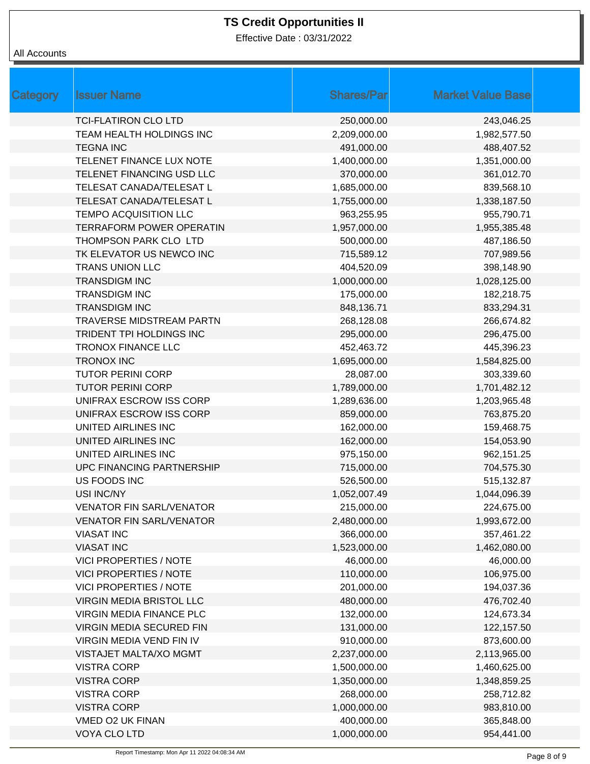# TS Credit Opportunities II

Effective Date : 03/31/2022

All Accounts

| Category | Issuer Name | Shares/Par | Market Value Base |
|---|---|---|---|
| | TCI-FLATIRON CLO LTD | 250,000.00 | 243,046.25 |
| | TEAM HEALTH HOLDINGS INC | 2,209,000.00 | 1,982,577.50 |
| | TEGNA INC | 491,000.00 | 488,407.52 |
| | TELENET FINANCE LUX NOTE | 1,400,000.00 | 1,351,000.00 |
| | TELENET FINANCING USD LLC | 370,000.00 | 361,012.70 |
| | TELESAT CANADA/TELESAT L | 1,685,000.00 | 839,568.10 |
| | TELESAT CANADA/TELESAT L | 1,755,000.00 | 1,338,187.50 |
| | TEMPO ACQUISITION LLC | 963,255.95 | 955,790.71 |
| | TERRAFORM POWER OPERATIN | 1,957,000.00 | 1,955,385.48 |
| | THOMPSON PARK CLO LTD | 500,000.00 | 487,186.50 |
| | TK ELEVATOR US NEWCO INC | 715,589.12 | 707,989.56 |
| | TRANS UNION LLC | 404,520.09 | 398,148.90 |
| | TRANSDIGM INC | 1,000,000.00 | 1,028,125.00 |
| | TRANSDIGM INC | 175,000.00 | 182,218.75 |
| | TRANSDIGM INC | 848,136.71 | 833,294.31 |
| | TRAVERSE MIDSTREAM PARTN | 268,128.08 | 266,674.82 |
| | TRIDENT TPI HOLDINGS INC | 295,000.00 | 296,475.00 |
| | TRONOX FINANCE LLC | 452,463.72 | 445,396.23 |
| | TRONOX INC | 1,695,000.00 | 1,584,825.00 |
| | TUTOR PERINI CORP | 28,087.00 | 303,339.60 |
| | TUTOR PERINI CORP | 1,789,000.00 | 1,701,482.12 |
| | UNIFRAX ESCROW ISS CORP | 1,289,636.00 | 1,203,965.48 |
| | UNIFRAX ESCROW ISS CORP | 859,000.00 | 763,875.20 |
| | UNITED AIRLINES INC | 162,000.00 | 159,468.75 |
| | UNITED AIRLINES INC | 162,000.00 | 154,053.90 |
| | UNITED AIRLINES INC | 975,150.00 | 962,151.25 |
| | UPC FINANCING PARTNERSHIP | 715,000.00 | 704,575.30 |
| | US FOODS INC | 526,500.00 | 515,132.87 |
| | USI INC/NY | 1,052,007.49 | 1,044,096.39 |
| | VENATOR FIN SARL/VENATOR | 215,000.00 | 224,675.00 |
| | VENATOR FIN SARL/VENATOR | 2,480,000.00 | 1,993,672.00 |
| | VIASAT INC | 366,000.00 | 357,461.22 |
| | VIASAT INC | 1,523,000.00 | 1,462,080.00 |
| | VICI PROPERTIES / NOTE | 46,000.00 | 46,000.00 |
| | VICI PROPERTIES / NOTE | 110,000.00 | 106,975.00 |
| | VICI PROPERTIES / NOTE | 201,000.00 | 194,037.36 |
| | VIRGIN MEDIA BRISTOL LLC | 480,000.00 | 476,702.40 |
| | VIRGIN MEDIA FINANCE PLC | 132,000.00 | 124,673.34 |
| | VIRGIN MEDIA SECURED FIN | 131,000.00 | 122,157.50 |
| | VIRGIN MEDIA VEND FIN IV | 910,000.00 | 873,600.00 |
| | VISTAJET MALTA/XO MGMT | 2,237,000.00 | 2,113,965.00 |
| | VISTRA CORP | 1,500,000.00 | 1,460,625.00 |
| | VISTRA CORP | 1,350,000.00 | 1,348,859.25 |
| | VISTRA CORP | 268,000.00 | 258,712.82 |
| | VISTRA CORP | 1,000,000.00 | 983,810.00 |
| | VMED O2 UK FINAN | 400,000.00 | 365,848.00 |
| | VOYA CLO LTD | 1,000,000.00 | 954,441.00 |

Report Timestamp: Mon Apr 11 2022 04:08:34 AM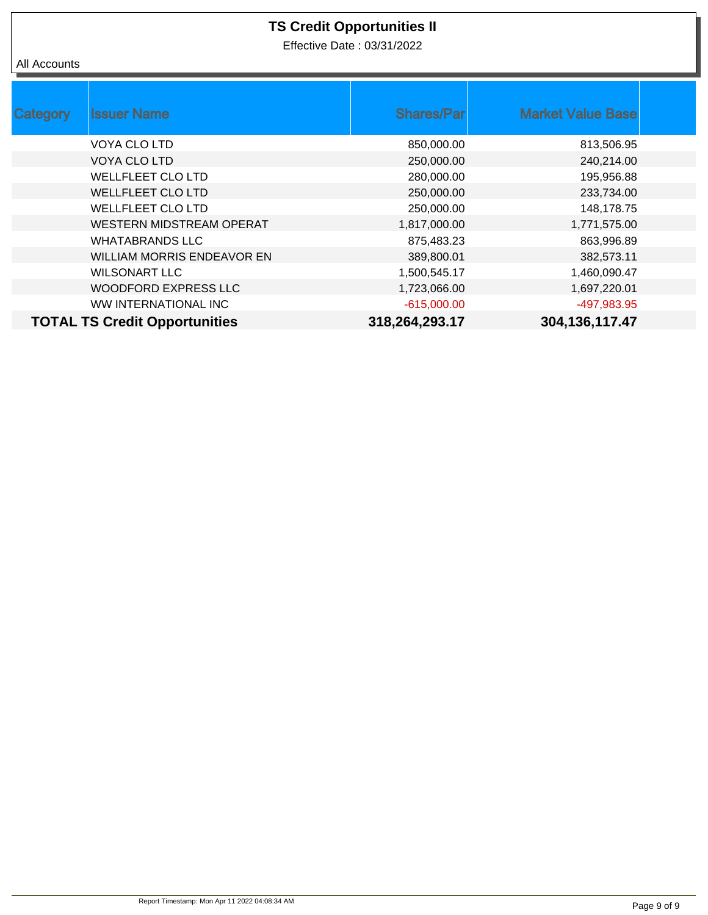# TS Credit Opportunities II

Effective Date : 03/31/2022

All Accounts

| Category | Issuer Name | Shares/Par | Market Value Base |
|---|---|---|---|
| | VOYA CLO LTD | 850,000.00 | 813,506.95 |
| | VOYA CLO LTD | 250,000.00 | 240,214.00 |
| | WELLFLEET CLO LTD | 280,000.00 | 195,956.88 |
| | WELLFLEET CLO LTD | 250,000.00 | 233,734.00 |
| | WELLFLEET CLO LTD | 250,000.00 | 148,178.75 |
| | WESTERN MIDSTREAM OPERAT | 1,817,000.00 | 1,771,575.00 |
| | WHATABRANDS LLC | 875,483.23 | 863,996.89 |
| | WILLIAM MORRIS ENDEAVOR EN | 389,800.01 | 382,573.11 |
| | WILSONART LLC | 1,500,545.17 | 1,460,090.47 |
| | WOODFORD EXPRESS LLC | 1,723,066.00 | 1,697,220.01 |
| | WW INTERNATIONAL INC | -615,000.00 | -497,983.95 |
| **TOTAL TS Credit Opportunities** | | **318,264,293.17** | **304,136,117.47** |

Report Timestamp: Mon Apr 11 2022 04:08:34 AM